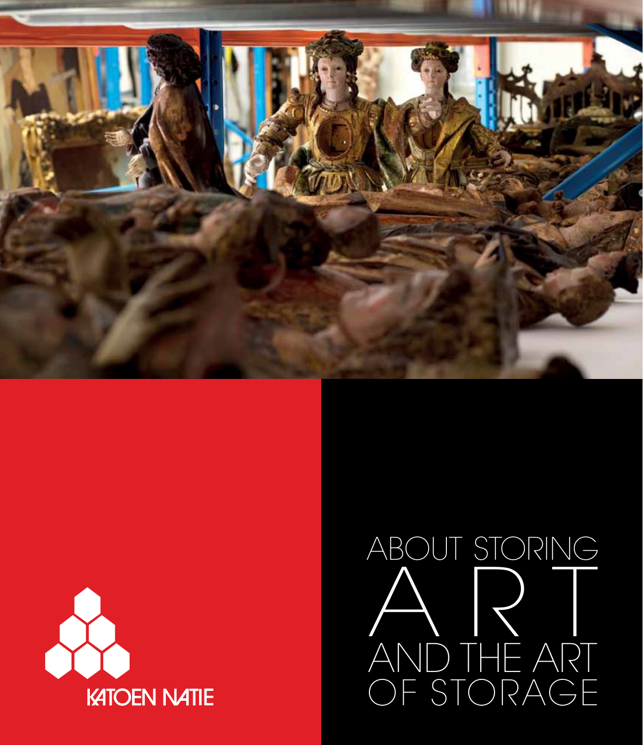# ABOUT STORING ART AND THE ART OF STORAGE

KATOEN NATIE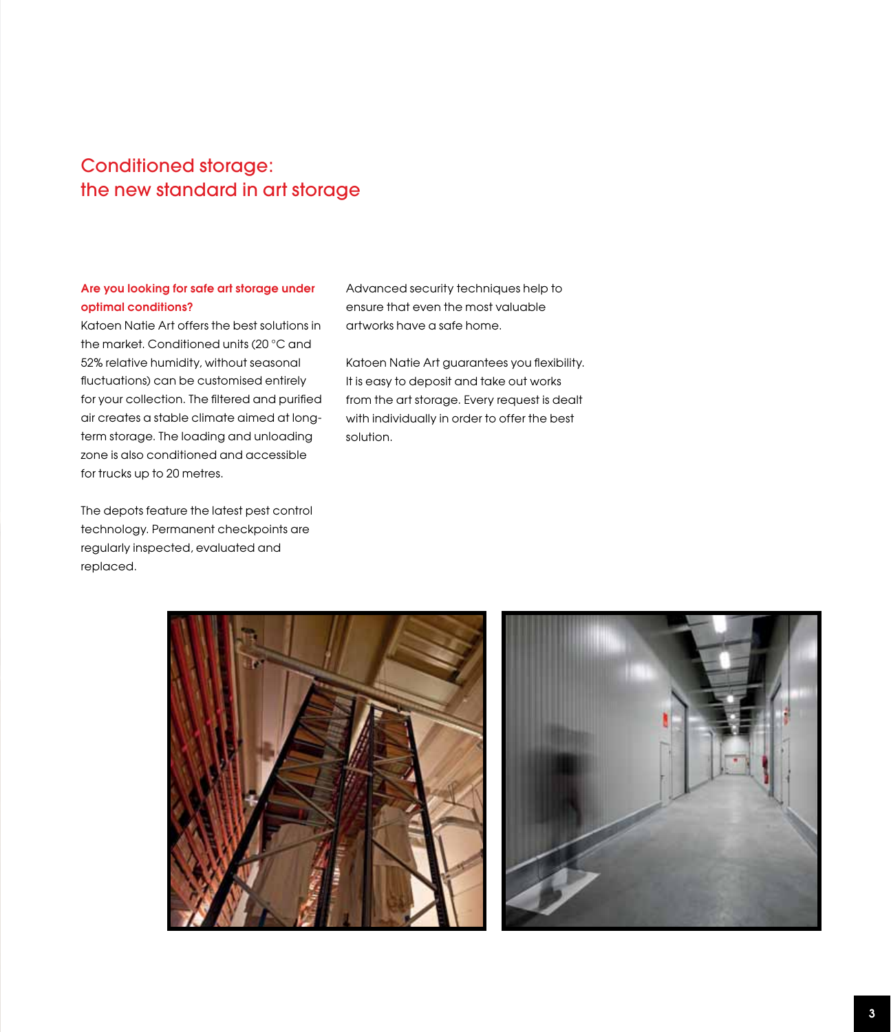# Conditioned storage: the new standard in art storage

**Are you looking for safe art storage under optimal conditions?**
Katoen Natie Art offers the best solutions in the market. Conditioned units (20 °C and 52% relative humidity, without seasonal fluctuations) can be customised entirely for your collection. The filtered and purified air creates a stable climate aimed at long-term storage. The loading and unloading zone is also conditioned and accessible for trucks up to 20 metres.

The depots feature the latest pest control technology. Permanent checkpoints are regularly inspected, evaluated and replaced.

Advanced security techniques help to ensure that even the most valuable artworks have a safe home.

Katoen Natie Art guarantees you flexibility. It is easy to deposit and take out works from the art storage. Every request is dealt with individually in order to offer the best solution.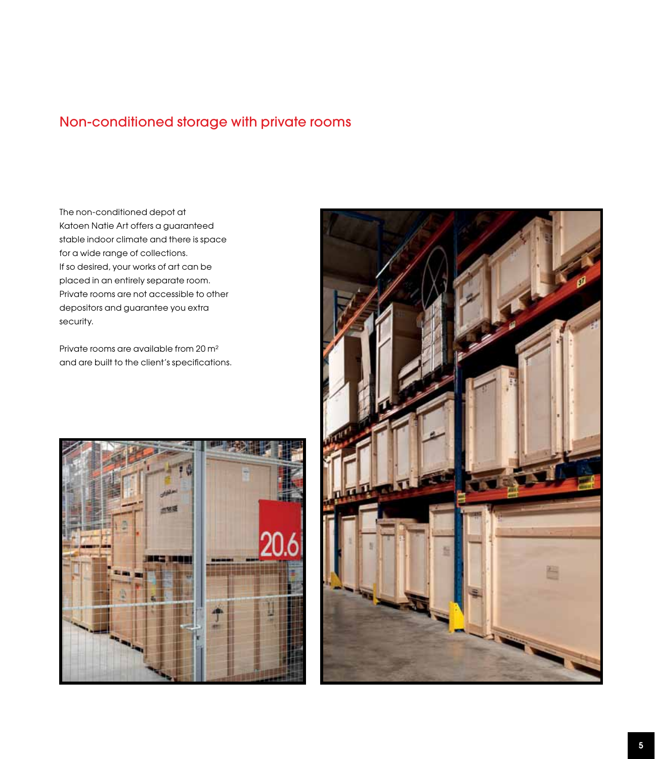## Non-conditioned storage with private rooms

The non-conditioned depot at Katoen Natie Art offers a guaranteed stable indoor climate and there is space for a wide range of collections. If so desired, your works of art can be placed in an entirely separate room. Private rooms are not accessible to other depositors and guarantee you extra security.

Private rooms are available from 20 $m^2$ and are built to the client's specifications.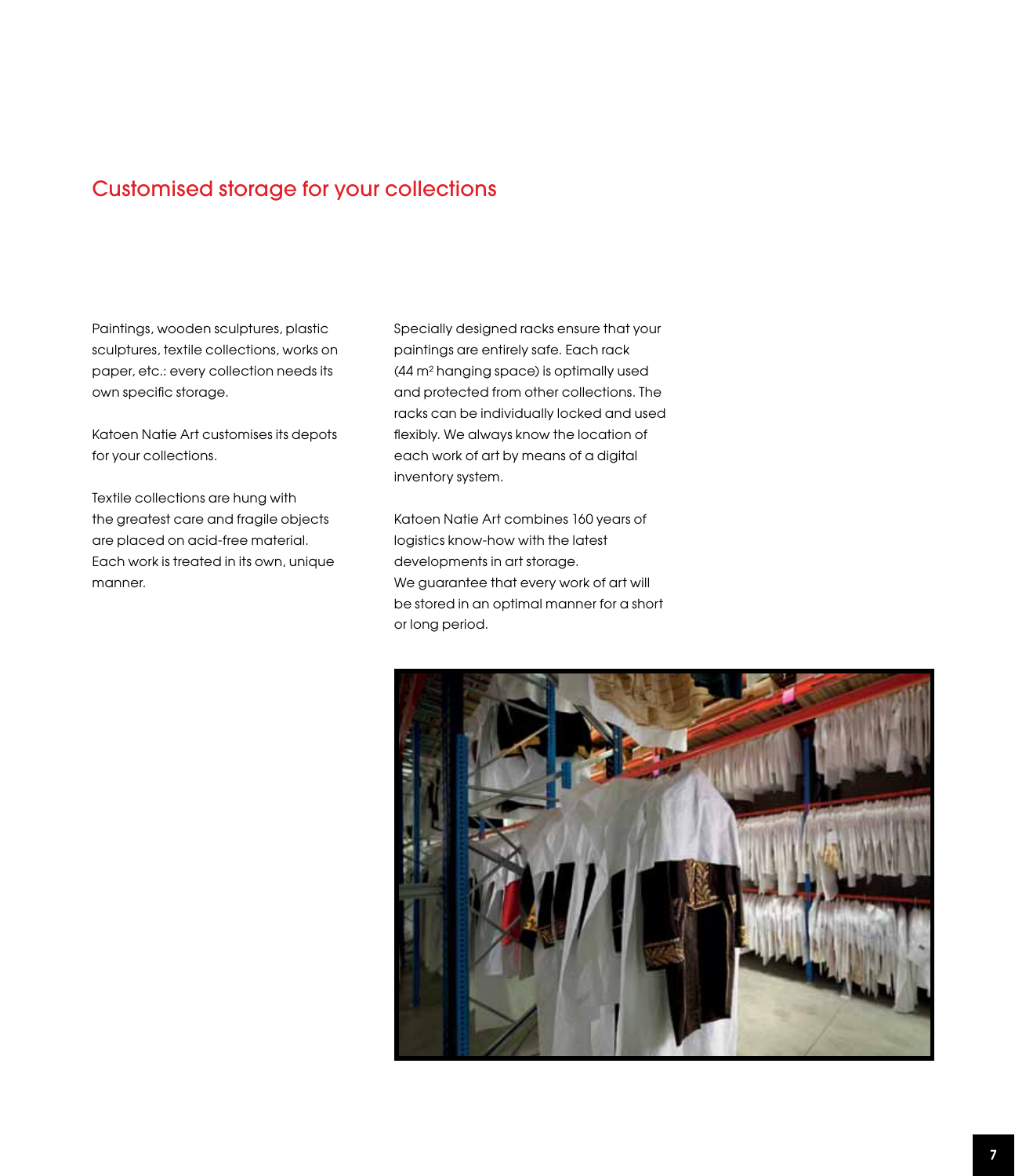## Customised storage for your collections

Paintings, wooden sculptures, plastic sculptures, textile collections, works on paper, etc.: every collection needs its own specific storage.

Katoen Natie Art customises its depots for your collections.

Textile collections are hung with the greatest care and fragile objects are placed on acid-free material. Each work is treated in its own, unique manner.

Specially designed racks ensure that your paintings are entirely safe. Each rack (44 $m^2$ hanging space) is optimally used and protected from other collections. The racks can be individually locked and used flexibly. We always know the location of each work of art by means of a digital inventory system.

Katoen Natie Art combines 160 years of logistics know-how with the latest developments in art storage.
We guarantee that every work of art will be stored in an optimal manner for a short or long period.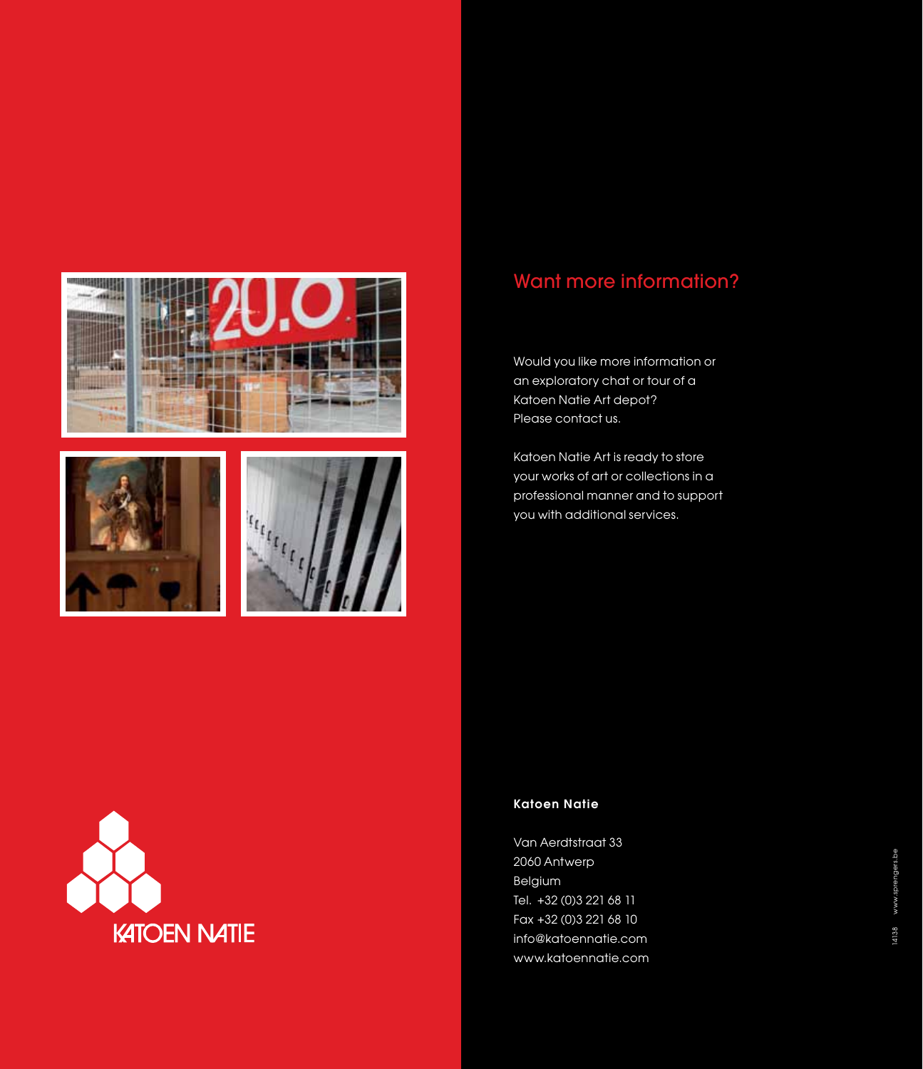## Want more information?

Would you like more information or an exploratory chat or tour of a Katoen Natie Art depot? Please contact us.

Katoen Natie Art is ready to store your works of art or collections in a professional manner and to support you with additional services.

KATOEN NATIE

**Katoen Natie**

Van Aerdtstraat 33
2060 Antwerp
Belgium
Tel. +32 (0)3 221 68 11
Fax +32 (0)3 221 68 10
info@katoennatie.com
www.katoennatie.com

14138 www.sprengers.be